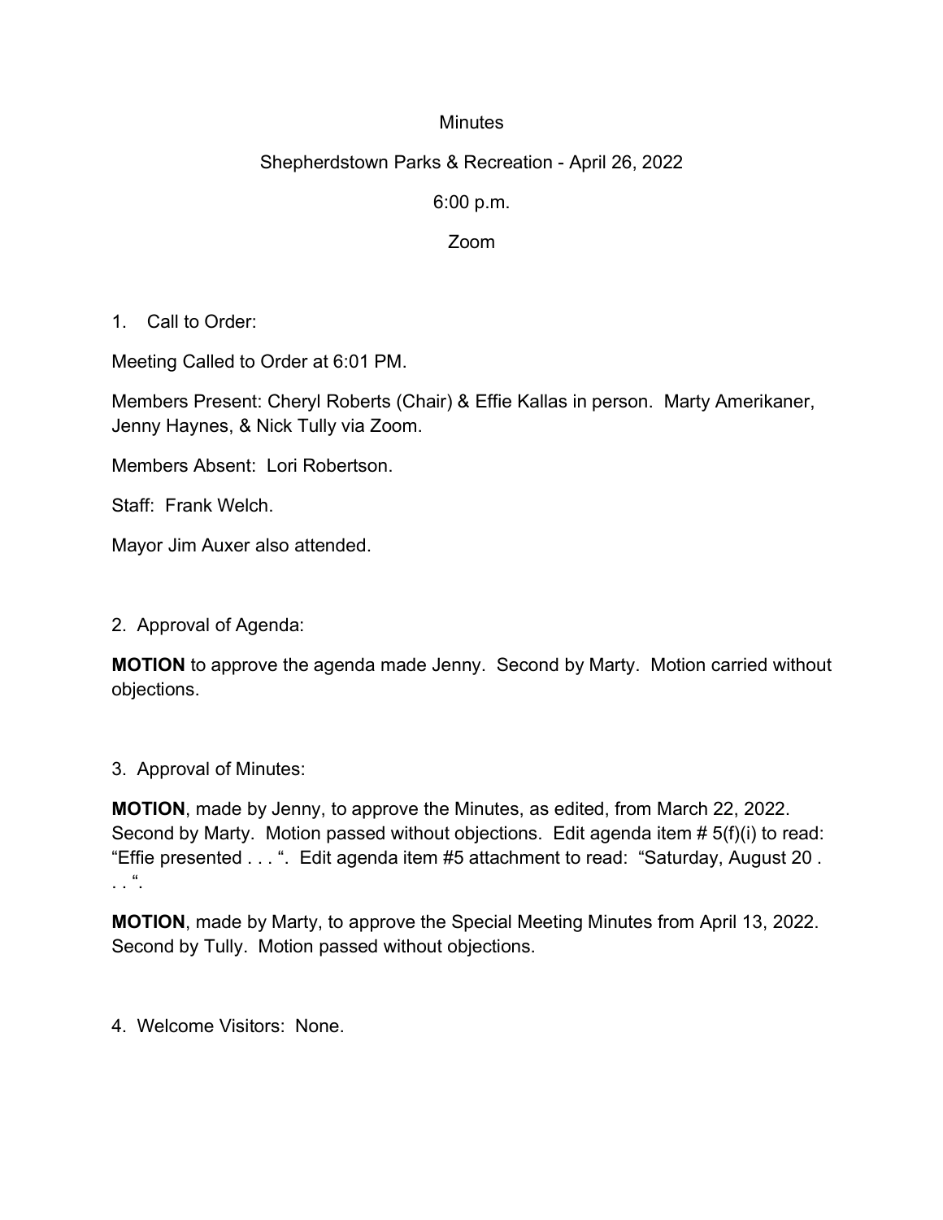Minutes

Shepherdstown Parks & Recreation - April 26, 2022

6:00 p.m.

Zoom

1. Call to Order:

Meeting Called to Order at 6:01 PM.

Members Present: Cheryl Roberts (Chair) & Effie Kallas in person. Marty Amerikaner, Jenny Haynes, & Nick Tully via Zoom.

Members Absent: Lori Robertson.

Staff: Frank Welch.

Mayor Jim Auxer also attended.

2. Approval of Agenda:

**MOTION** to approve the agenda made Jenny. Second by Marty. Motion carried without objections.

3. Approval of Minutes:

**MOTION**, made by Jenny, to approve the Minutes, as edited, from March 22, 2022. Second by Marty. Motion passed without objections. Edit agenda item # 5(f)(i) to read: "Effie presented . . . ". Edit agenda item #5 attachment to read: "Saturday, August 20 . . . ".

**MOTION**, made by Marty, to approve the Special Meeting Minutes from April 13, 2022. Second by Tully. Motion passed without objections.

4. Welcome Visitors: None.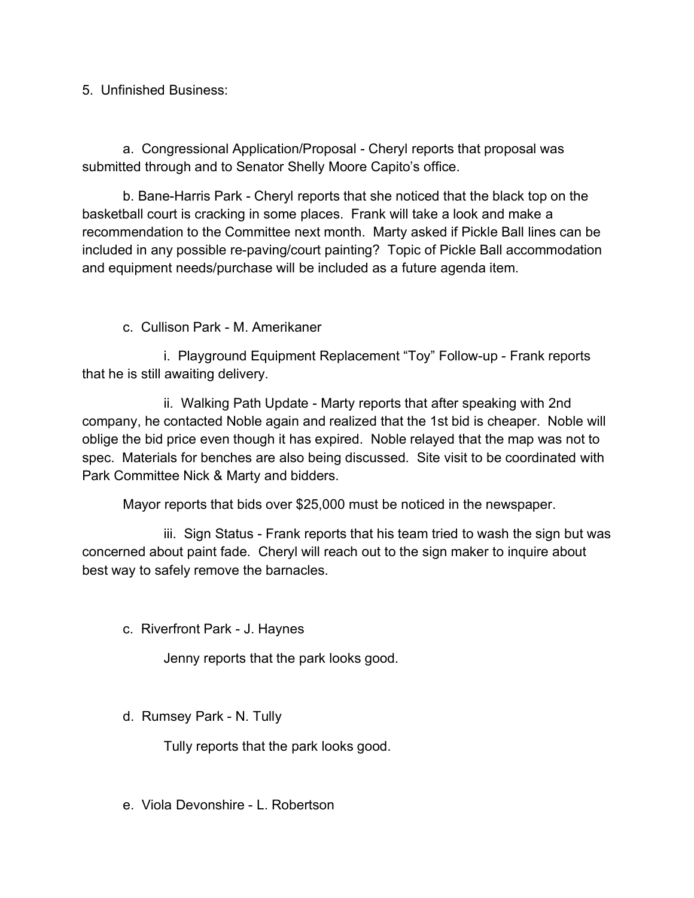5. Unfinished Business:

a. Congressional Application/Proposal - Cheryl reports that proposal was submitted through and to Senator Shelly Moore Capito's office.

b. Bane-Harris Park - Cheryl reports that she noticed that the black top on the basketball court is cracking in some places. Frank will take a look and make a recommendation to the Committee next month. Marty asked if Pickle Ball lines can be included in any possible re-paving/court painting? Topic of Pickle Ball accommodation and equipment needs/purchase will be included as a future agenda item.

c. Cullison Park - M. Amerikaner

i. Playground Equipment Replacement "Toy" Follow-up - Frank reports that he is still awaiting delivery.

ii. Walking Path Update - Marty reports that after speaking with 2nd company, he contacted Noble again and realized that the 1st bid is cheaper. Noble will oblige the bid price even though it has expired. Noble relayed that the map was not to spec. Materials for benches are also being discussed. Site visit to be coordinated with Park Committee Nick & Marty and bidders.

Mayor reports that bids over $25,000 must be noticed in the newspaper.

iii. Sign Status - Frank reports that his team tried to wash the sign but was concerned about paint fade. Cheryl will reach out to the sign maker to inquire about best way to safely remove the barnacles.

c. Riverfront Park - J. Haynes

Jenny reports that the park looks good.

d. Rumsey Park - N. Tully

Tully reports that the park looks good.

e. Viola Devonshire - L. Robertson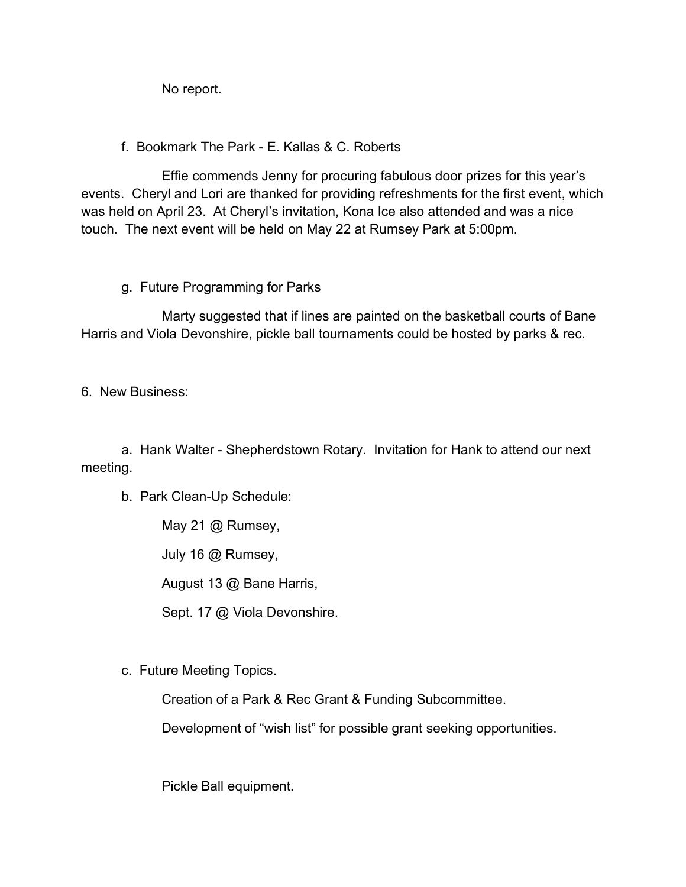No report.

f. Bookmark The Park - E. Kallas & C. Roberts

Effie commends Jenny for procuring fabulous door prizes for this year's events. Cheryl and Lori are thanked for providing refreshments for the first event, which was held on April 23. At Cheryl's invitation, Kona Ice also attended and was a nice touch. The next event will be held on May 22 at Rumsey Park at 5:00pm.

g. Future Programming for Parks

Marty suggested that if lines are painted on the basketball courts of Bane Harris and Viola Devonshire, pickle ball tournaments could be hosted by parks & rec.

6. New Business:

a. Hank Walter - Shepherdstown Rotary. Invitation for Hank to attend our next meeting.

b. Park Clean-Up Schedule:

May 21 @ Rumsey,

July 16 @ Rumsey,

August 13 @ Bane Harris,

Sept. 17 @ Viola Devonshire.

c. Future Meeting Topics.

Creation of a Park & Rec Grant & Funding Subcommittee.

Development of "wish list" for possible grant seeking opportunities.

Pickle Ball equipment.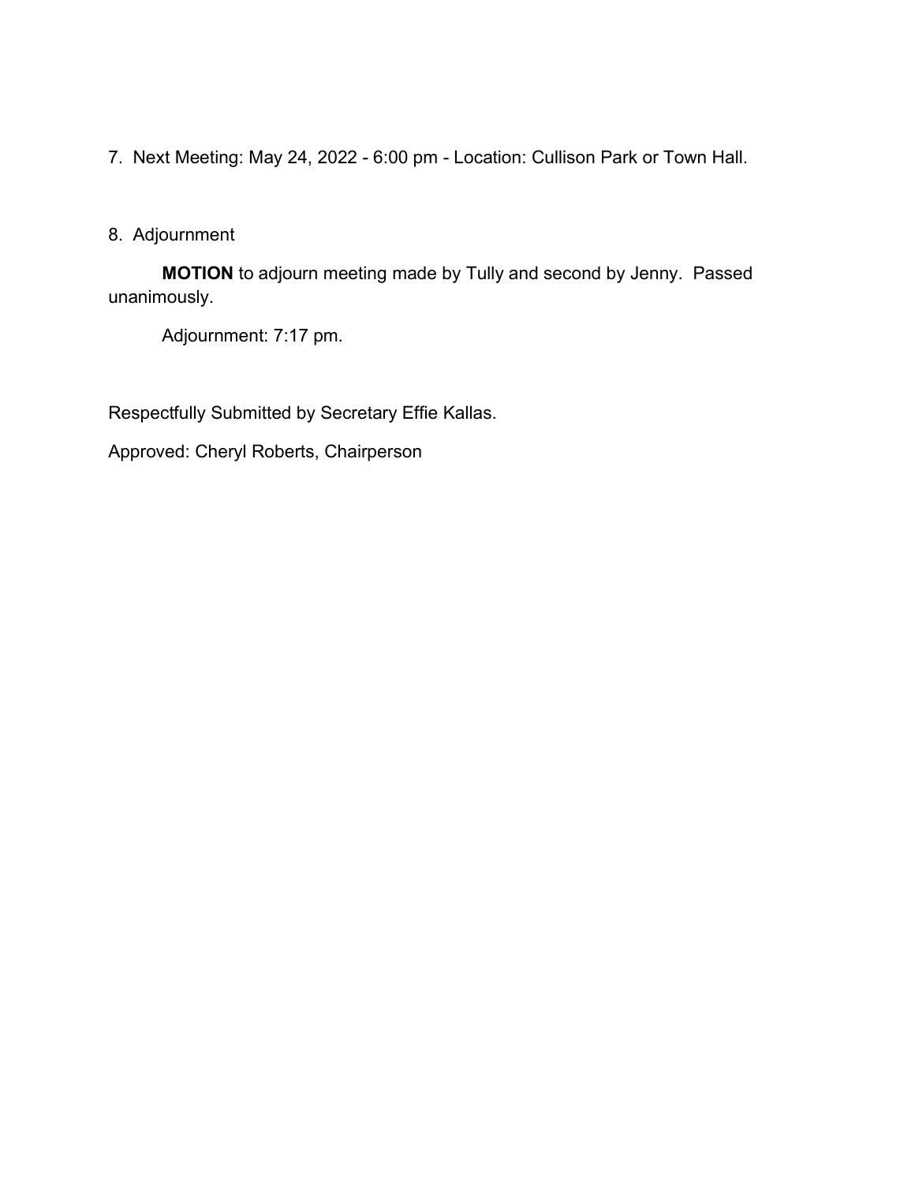7. Next Meeting: May 24, 2022 - 6:00 pm - Location: Cullison Park or Town Hall.

8. Adjournment

**MOTION** to adjourn meeting made by Tully and second by Jenny. Passed unanimously.

Adjournment: 7:17 pm.

Respectfully Submitted by Secretary Effie Kallas.

Approved: Cheryl Roberts, Chairperson